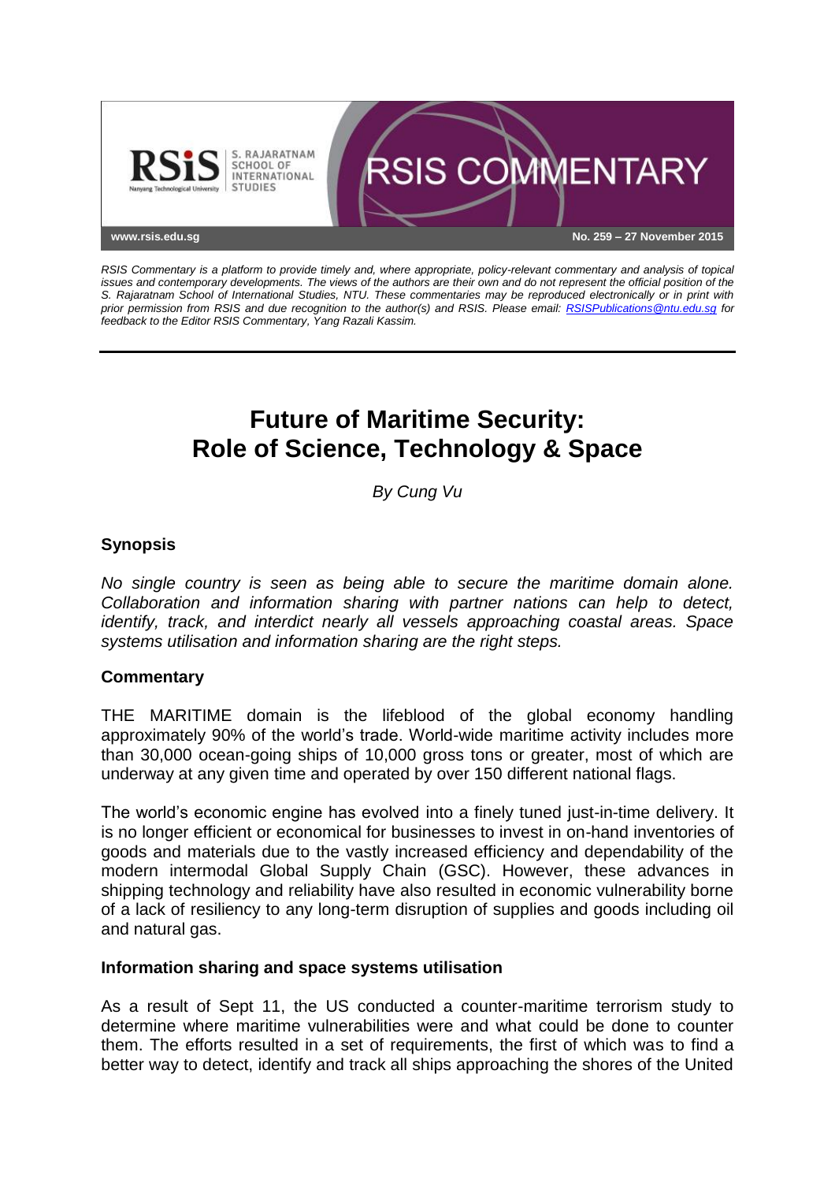RSIS Commentary is a platform to provide timely and, where appropriate, policy-relevant commentary and analysis of topical issues and contemporary developments. The views of the authors are their own and do not represent the official position of the S. Rajaratnam School of International Studies, NTU. These commentaries may be reproduced electronically or in print with prior permission from RSIS and due recognition to the author(s) and RSIS. Please email: RSISPublications@ntu.edu.sg for feedback to the Editor RSIS Commentary, Yang Razali Kassim.

No. 259 – 27 November 2015

# Future of Maritime Security: Role of Science, Technology & Space

*By Cung Vu*

## Synopsis

*No single country is seen as being able to secure the maritime domain alone. Collaboration and information sharing with partner nations can help to detect, identify, track, and interdict nearly all vessels approaching coastal areas. Space systems utilisation and information sharing are the right steps.*

## Commentary

THE MARITIME domain is the lifeblood of the global economy handling approximately 90% of the world's trade. World-wide maritime activity includes more than 30,000 ocean-going ships of 10,000 gross tons or greater, most of which are underway at any given time and operated by over 150 different national flags.

The world's economic engine has evolved into a finely tuned just-in-time delivery. It is no longer efficient or economical for businesses to invest in on-hand inventories of goods and materials due to the vastly increased efficiency and dependability of the modern intermodal Global Supply Chain (GSC). However, these advances in shipping technology and reliability have also resulted in economic vulnerability borne of a lack of resiliency to any long-term disruption of supplies and goods including oil and natural gas.

### Information sharing and space systems utilisation

As a result of Sept 11, the US conducted a counter-maritime terrorism study to determine where maritime vulnerabilities were and what could be done to counter them. The efforts resulted in a set of requirements, the first of which was to find a better way to detect, identify and track all ships approaching the shores of the United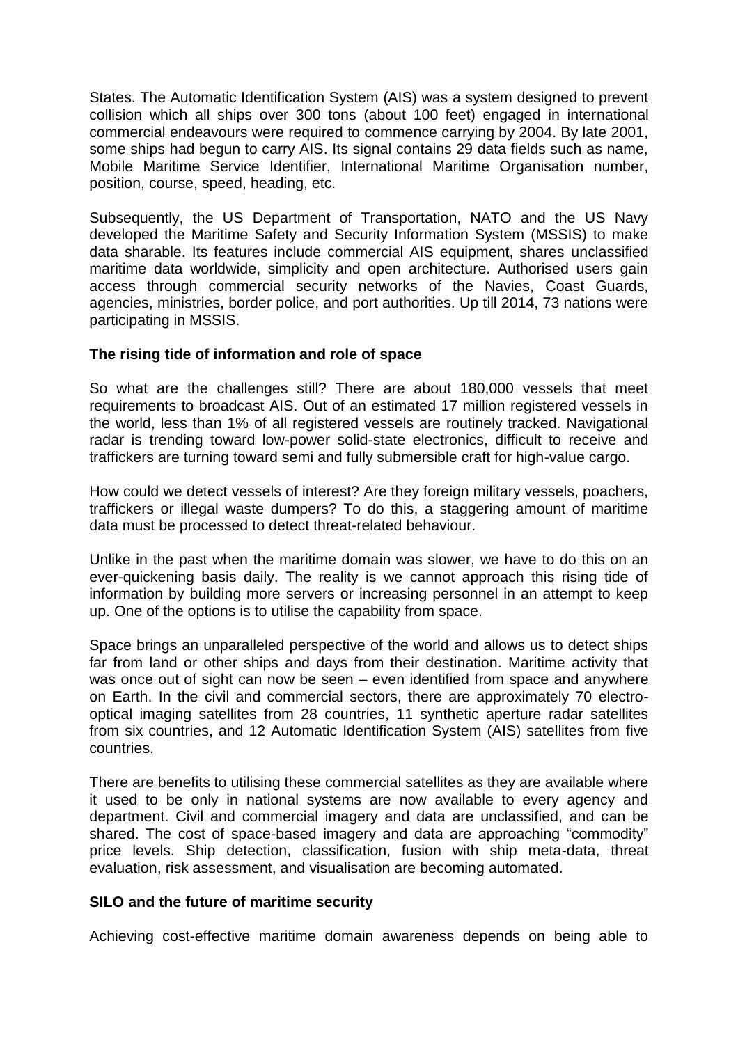States. The Automatic Identification System (AIS) was a system designed to prevent collision which all ships over 300 tons (about 100 feet) engaged in international commercial endeavours were required to commence carrying by 2004. By late 2001, some ships had begun to carry AIS. Its signal contains 29 data fields such as name, Mobile Maritime Service Identifier, International Maritime Organisation number, position, course, speed, heading, etc.

Subsequently, the US Department of Transportation, NATO and the US Navy developed the Maritime Safety and Security Information System (MSSIS) to make data sharable. Its features include commercial AIS equipment, shares unclassified maritime data worldwide, simplicity and open architecture. Authorised users gain access through commercial security networks of the Navies, Coast Guards, agencies, ministries, border police, and port authorities. Up till 2014, 73 nations were participating in MSSIS.

**The rising tide of information and role of space**

So what are the challenges still? There are about 180,000 vessels that meet requirements to broadcast AIS. Out of an estimated 17 million registered vessels in the world, less than 1% of all registered vessels are routinely tracked. Navigational radar is trending toward low-power solid-state electronics, difficult to receive and traffickers are turning toward semi and fully submersible craft for high-value cargo.

How could we detect vessels of interest? Are they foreign military vessels, poachers, traffickers or illegal waste dumpers? To do this, a staggering amount of maritime data must be processed to detect threat-related behaviour.

Unlike in the past when the maritime domain was slower, we have to do this on an ever-quickening basis daily. The reality is we cannot approach this rising tide of information by building more servers or increasing personnel in an attempt to keep up. One of the options is to utilise the capability from space.

Space brings an unparalleled perspective of the world and allows us to detect ships far from land or other ships and days from their destination. Maritime activity that was once out of sight can now be seen – even identified from space and anywhere on Earth. In the civil and commercial sectors, there are approximately 70 electro-optical imaging satellites from 28 countries, 11 synthetic aperture radar satellites from six countries, and 12 Automatic Identification System (AIS) satellites from five countries.

There are benefits to utilising these commercial satellites as they are available where it used to be only in national systems are now available to every agency and department. Civil and commercial imagery and data are unclassified, and can be shared. The cost of space-based imagery and data are approaching "commodity" price levels. Ship detection, classification, fusion with ship meta-data, threat evaluation, risk assessment, and visualisation are becoming automated.

**SILO and the future of maritime security**

Achieving cost-effective maritime domain awareness depends on being able to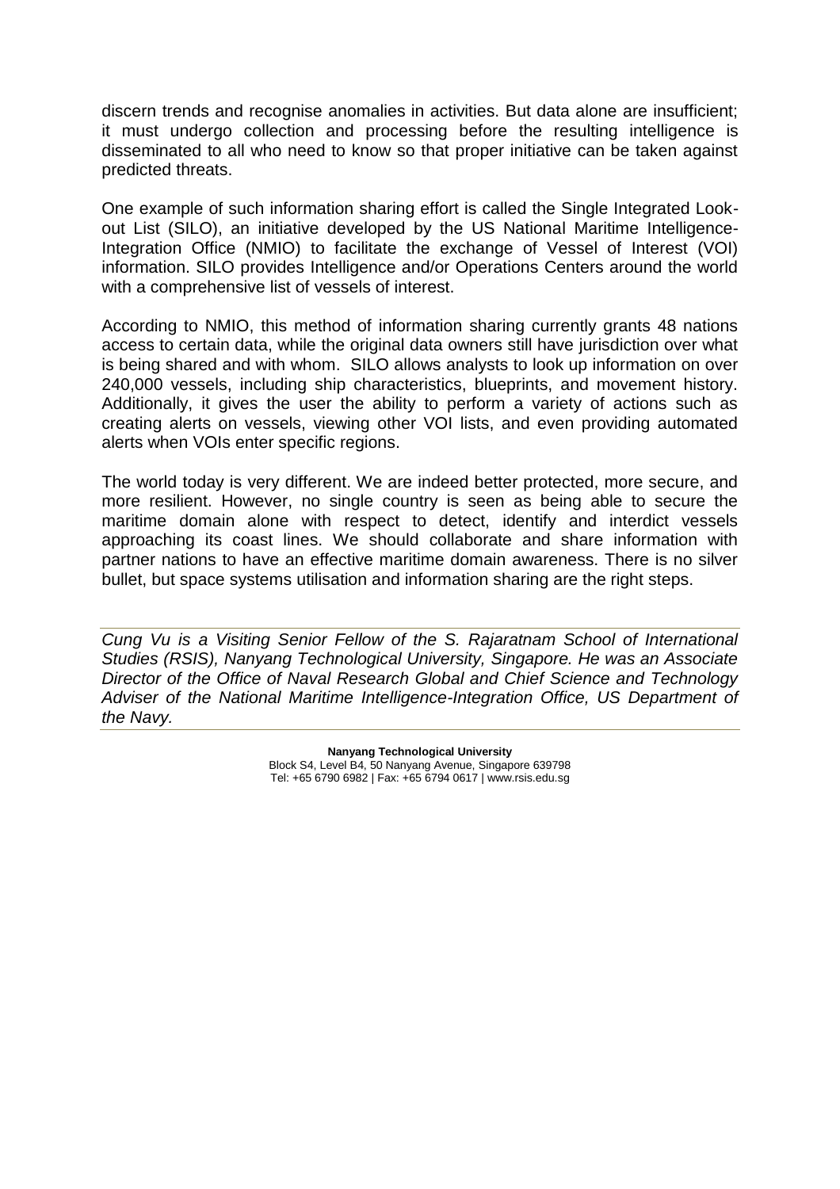discern trends and recognise anomalies in activities. But data alone are insufficient; it must undergo collection and processing before the resulting intelligence is disseminated to all who need to know so that proper initiative can be taken against predicted threats.

One example of such information sharing effort is called the Single Integrated Look-out List (SILO), an initiative developed by the US National Maritime Intelligence-Integration Office (NMIO) to facilitate the exchange of Vessel of Interest (VOI) information. SILO provides Intelligence and/or Operations Centers around the world with a comprehensive list of vessels of interest.

According to NMIO, this method of information sharing currently grants 48 nations access to certain data, while the original data owners still have jurisdiction over what is being shared and with whom. SILO allows analysts to look up information on over 240,000 vessels, including ship characteristics, blueprints, and movement history. Additionally, it gives the user the ability to perform a variety of actions such as creating alerts on vessels, viewing other VOI lists, and even providing automated alerts when VOIs enter specific regions.

The world today is very different. We are indeed better protected, more secure, and more resilient. However, no single country is seen as being able to secure the maritime domain alone with respect to detect, identify and interdict vessels approaching its coast lines. We should collaborate and share information with partner nations to have an effective maritime domain awareness. There is no silver bullet, but space systems utilisation and information sharing are the right steps.

---

*Cung Vu is a Visiting Senior Fellow of the S. Rajaratnam School of International Studies (RSIS), Nanyang Technological University, Singapore. He was an Associate Director of the Office of Naval Research Global and Chief Science and Technology Adviser of the National Maritime Intelligence-Integration Office, US Department of the Navy.*

---

**Nanyang Technological University**
Block S4, Level B4, 50 Nanyang Avenue, Singapore 639798
Tel: +65 6790 6982 | Fax: +65 6794 0617 | www.rsis.edu.sg